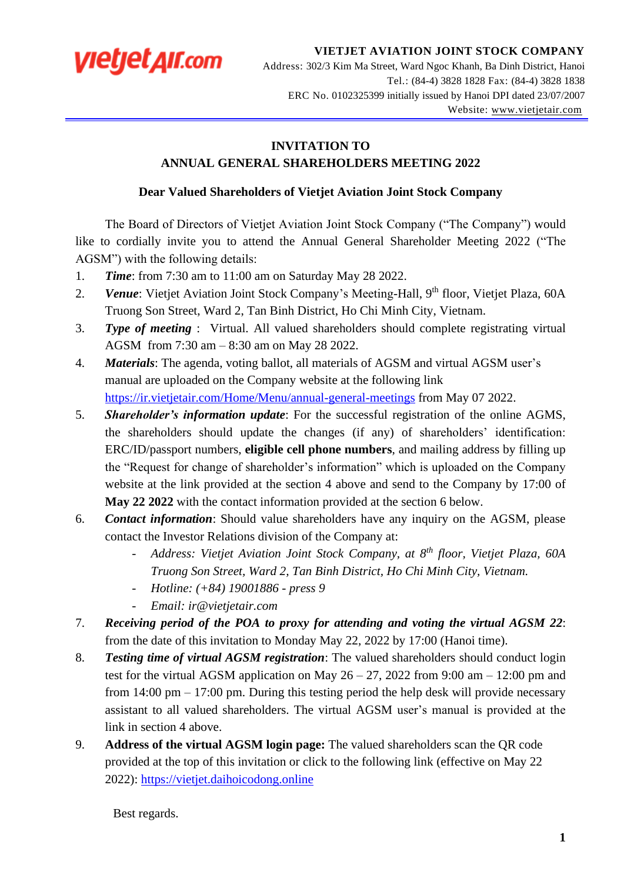**VIETJET AVIATION JOINT STOCK COMPANY**
Address: 302/3 Kim Ma Street, Ward Ngoc Khanh, Ba Dinh District, Hanoi
Tel.: (84-4) 3828 1828 Fax: (84-4) 3828 1838
ERC No. 0102325399 initially issued by Hanoi DPI dated 23/07/2007
Website: www.vietjetair.com

# INVITATION TO ANNUAL GENERAL SHAREHOLDERS MEETING 2022

**Dear Valued Shareholders of Vietjet Aviation Joint Stock Company**

The Board of Directors of Vietjet Aviation Joint Stock Company ("The Company") would like to cordially invite you to attend the Annual General Shareholder Meeting 2022 ("The AGSM") with the following details:

1. ***Time***: from 7:30 am to 11:00 am on Saturday May 28 2022.
2. ***Venue***: Vietjet Aviation Joint Stock Company's Meeting-Hall, 9th floor, Vietjet Plaza, 60A Truong Son Street, Ward 2, Tan Binh District, Ho Chi Minh City, Vietnam.
3. ***Type of meeting*** : Virtual. All valued shareholders should complete registrating virtual AGSM from 7:30 am – 8:30 am on May 28 2022.
4. ***Materials***: The agenda, voting ballot, all materials of AGSM and virtual AGSM user's manual are uploaded on the Company website at the following link https://ir.vietjetair.com/Home/Menu/annual-general-meetings from May 07 2022.
5. ***Shareholder's information update***: For the successful registration of the online AGMS, the shareholders should update the changes (if any) of shareholders' identification: ERC/ID/passport numbers, **eligible cell phone numbers**, and mailing address by filling up the "Request for change of shareholder's information" which is uploaded on the Company website at the link provided at the section 4 above and send to the Company by 17:00 of **May 22 2022** with the contact information provided at the section 6 below.
6. ***Contact information***: Should value shareholders have any inquiry on the AGSM, please contact the Investor Relations division of the Company at:
   - *Address: Vietjet Aviation Joint Stock Company, at 8th floor, Vietjet Plaza, 60A Truong Son Street, Ward 2, Tan Binh District, Ho Chi Minh City, Vietnam.*
   - *Hotline: (+84) 19001886 - press 9*
   - *Email: ir@vietjetair.com*
7. ***Receiving period of the POA to proxy for attending and voting the virtual AGSM 22***: from the date of this invitation to Monday May 22, 2022 by 17:00 (Hanoi time).
8. ***Testing time of virtual AGSM registration***: The valued shareholders should conduct login test for the virtual AGSM application on May 26 – 27, 2022 from 9:00 am – 12:00 pm and from 14:00 pm – 17:00 pm. During this testing period the help desk will provide necessary assistant to all valued shareholders. The virtual AGSM user's manual is provided at the link in section 4 above.
9. **Address of the virtual AGSM login page:** The valued shareholders scan the QR code provided at the top of this invitation or click to the following link (effective on May 22 2022): https://vietjet.daihoicodong.online

Best regards.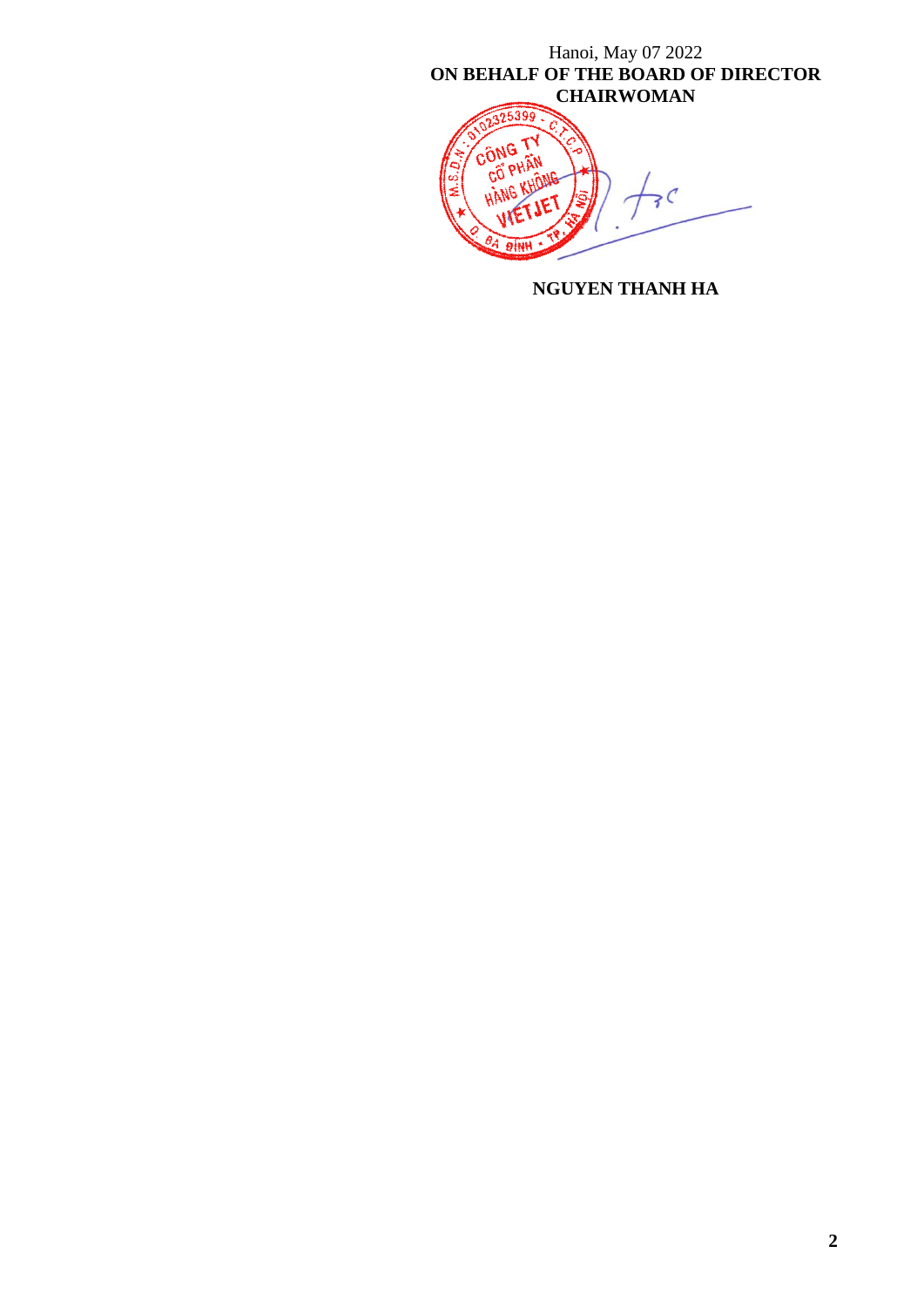Hanoi, May 07 2022

**ON BEHALF OF THE BOARD OF DIRECTOR**

**CHAIRWOMAN**

**NGUYEN THANH HA**